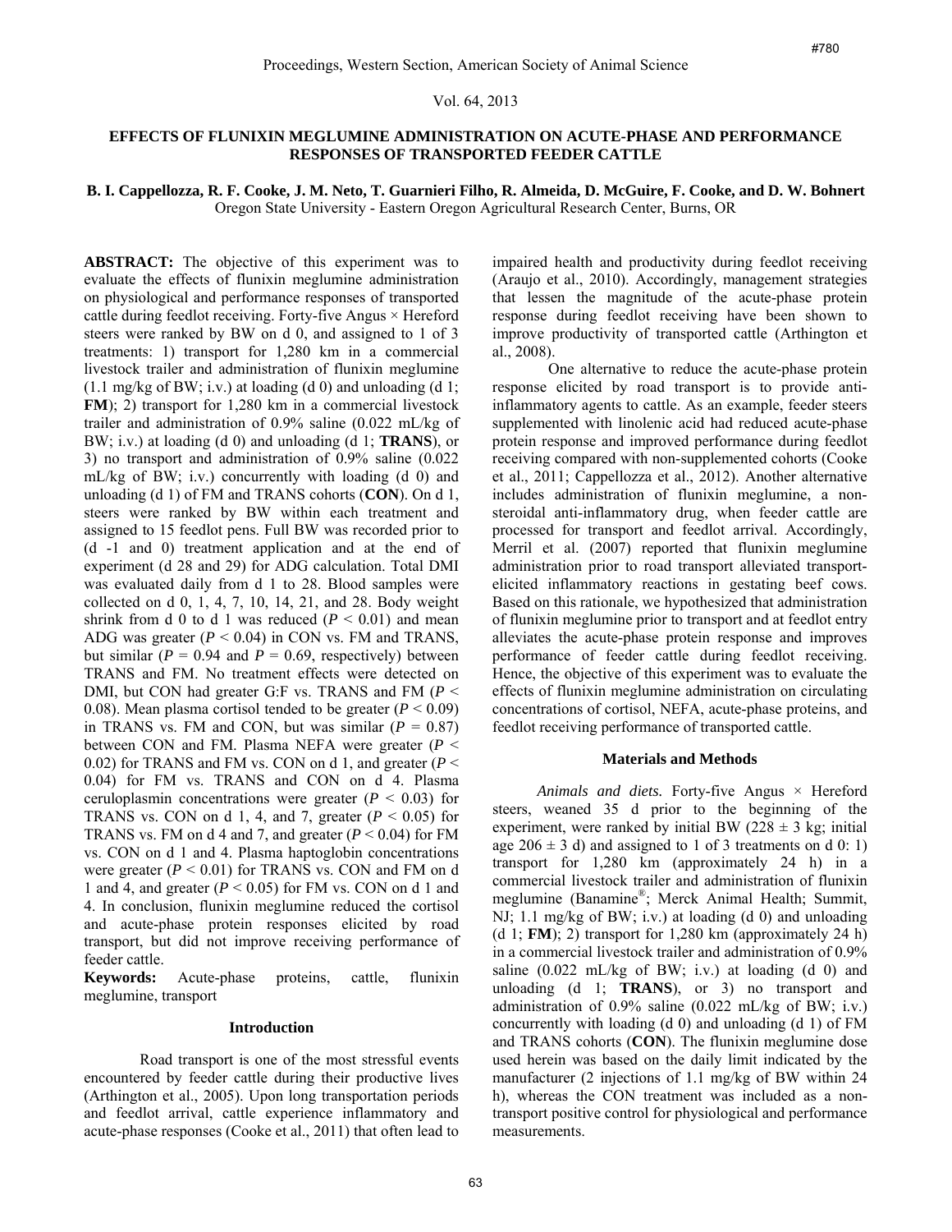#780

Proceedings, Western Section, American Society of Animal Science

Vol. 64, 2013

# EFFECTS OF FLUNIXIN MEGLUMINE ADMINISTRATION ON ACUTE-PHASE AND PERFORMANCE RESPONSES OF TRANSPORTED FEEDER CATTLE

**B. I. Cappellozza, R. F. Cooke, J. M. Neto, T. Guarnieri Filho, R. Almeida, D. McGuire, F. Cooke, and D. W. Bohnert**
Oregon State University - Eastern Oregon Agricultural Research Center, Burns, OR

**ABSTRACT:** The objective of this experiment was to evaluate the effects of flunixin meglumine administration on physiological and performance responses of transported cattle during feedlot receiving. Forty-five Angus × Hereford steers were ranked by BW on d 0, and assigned to 1 of 3 treatments: 1) transport for 1,280 km in a commercial livestock trailer and administration of flunixin meglumine (1.1 mg/kg of BW; i.v.) at loading (d 0) and unloading (d 1; **FM**); 2) transport for 1,280 km in a commercial livestock trailer and administration of 0.9% saline (0.022 mL/kg of BW; i.v.) at loading (d 0) and unloading (d 1; **TRANS**), or 3) no transport and administration of 0.9% saline (0.022 mL/kg of BW; i.v.) concurrently with loading (d 0) and unloading (d 1) of FM and TRANS cohorts (**CON**). On d 1, steers were ranked by BW within each treatment and assigned to 15 feedlot pens. Full BW was recorded prior to (d -1 and 0) treatment application and at the end of experiment (d 28 and 29) for ADG calculation. Total DMI was evaluated daily from d 1 to 28. Blood samples were collected on d 0, 1, 4, 7, 10, 14, 21, and 28. Body weight shrink from d 0 to d 1 was reduced ($P < 0.01$) and mean ADG was greater ($P < 0.04$) in CON vs. FM and TRANS, but similar ($P = 0.94$ and $P = 0.69$, respectively) between TRANS and FM. No treatment effects were detected on DMI, but CON had greater G:F vs. TRANS and FM ($P < 0.08$). Mean plasma cortisol tended to be greater ($P < 0.09$) in TRANS vs. FM and CON, but was similar ($P = 0.87$) between CON and FM. Plasma NEFA were greater ($P < 0.02$) for TRANS and FM vs. CON on d 1, and greater ($P < 0.04$) for FM vs. TRANS and CON on d 4. Plasma ceruloplasmin concentrations were greater ($P < 0.03$) for TRANS vs. CON on d 1, 4, and 7, greater ($P < 0.05$) for TRANS vs. FM on d 4 and 7, and greater ($P < 0.04$) for FM vs. CON on d 1 and 4. Plasma haptoglobin concentrations were greater ($P < 0.01$) for TRANS vs. CON and FM on d 1 and 4, and greater ($P < 0.05$) for FM vs. CON on d 1 and 4. In conclusion, flunixin meglumine reduced the cortisol and acute-phase protein responses elicited by road transport, but did not improve receiving performance of feeder cattle.

**Keywords:** Acute-phase proteins, cattle, flunixin meglumine, transport

## Introduction

Road transport is one of the most stressful events encountered by feeder cattle during their productive lives (Arthington et al., 2005). Upon long transportation periods and feedlot arrival, cattle experience inflammatory and acute-phase responses (Cooke et al., 2011) that often lead to impaired health and productivity during feedlot receiving (Araujo et al., 2010). Accordingly, management strategies that lessen the magnitude of the acute-phase protein response during feedlot receiving have been shown to improve productivity of transported cattle (Arthington et al., 2008).

One alternative to reduce the acute-phase protein response elicited by road transport is to provide anti-inflammatory agents to cattle. As an example, feeder steers supplemented with linolenic acid had reduced acute-phase protein response and improved performance during feedlot receiving compared with non-supplemented cohorts (Cooke et al., 2011; Cappellozza et al., 2012). Another alternative includes administration of flunixin meglumine, a non-steroidal anti-inflammatory drug, when feeder cattle are processed for transport and feedlot arrival. Accordingly, Merril et al. (2007) reported that flunixin meglumine administration prior to road transport alleviated transport-elicited inflammatory reactions in gestating beef cows. Based on this rationale, we hypothesized that administration of flunixin meglumine prior to transport and at feedlot entry alleviates the acute-phase protein response and improves performance of feeder cattle during feedlot receiving. Hence, the objective of this experiment was to evaluate the effects of flunixin meglumine administration on circulating concentrations of cortisol, NEFA, acute-phase proteins, and feedlot receiving performance of transported cattle.

## Materials and Methods

*Animals and diets.* Forty-five Angus × Hereford steers, weaned 35 d prior to the beginning of the experiment, were ranked by initial BW (228 ± 3 kg; initial age 206 ± 3 d) and assigned to 1 of 3 treatments on d 0: 1) transport for 1,280 km (approximately 24 h) in a commercial livestock trailer and administration of flunixin meglumine (Banamine®; Merck Animal Health; Summit, NJ; 1.1 mg/kg of BW; i.v.) at loading (d 0) and unloading (d 1; **FM**); 2) transport for 1,280 km (approximately 24 h) in a commercial livestock trailer and administration of 0.9% saline (0.022 mL/kg of BW; i.v.) at loading (d 0) and unloading (d 1; **TRANS**), or 3) no transport and administration of 0.9% saline (0.022 mL/kg of BW; i.v.) concurrently with loading (d 0) and unloading (d 1) of FM and TRANS cohorts (**CON**). The flunixin meglumine dose used herein was based on the daily limit indicated by the manufacturer (2 injections of 1.1 mg/kg of BW within 24 h), whereas the CON treatment was included as a non-transport positive control for physiological and performance measurements.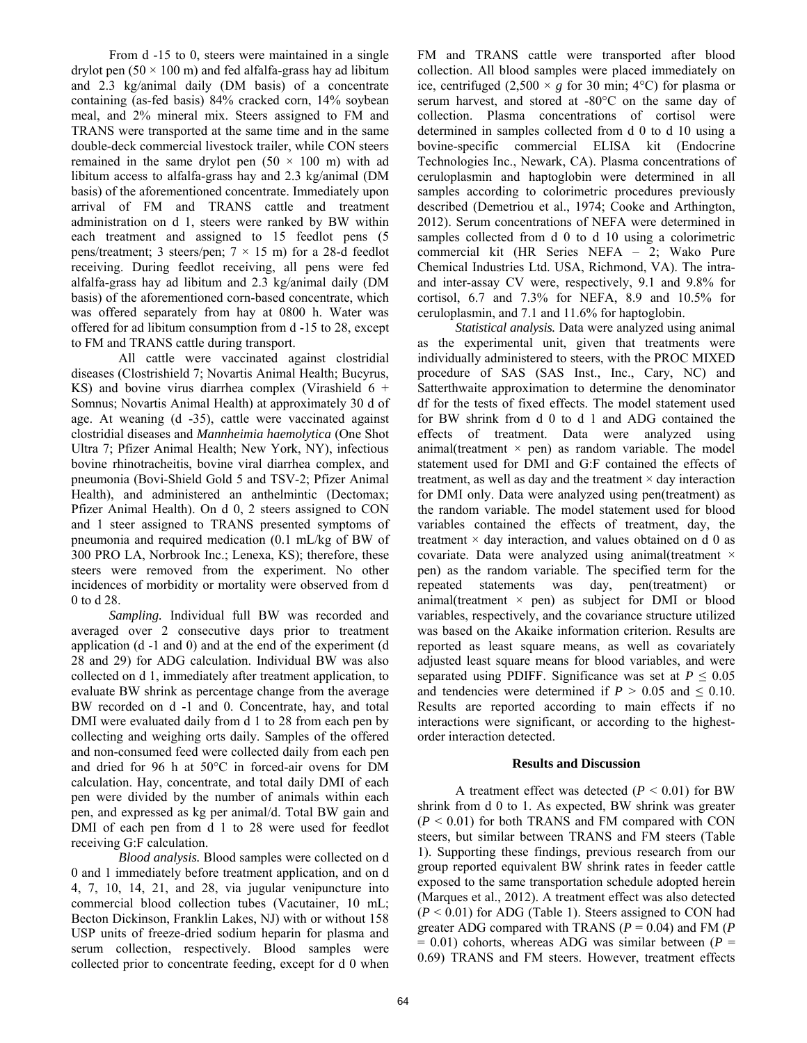From d -15 to 0, steers were maintained in a single drylot pen (50 × 100 m) and fed alfalfa-grass hay ad libitum and 2.3 kg/animal daily (DM basis) of a concentrate containing (as-fed basis) 84% cracked corn, 14% soybean meal, and 2% mineral mix. Steers assigned to FM and TRANS were transported at the same time and in the same double-deck commercial livestock trailer, while CON steers remained in the same drylot pen (50 × 100 m) with ad libitum access to alfalfa-grass hay and 2.3 kg/animal (DM basis) of the aforementioned concentrate. Immediately upon arrival of FM and TRANS cattle and treatment administration on d 1, steers were ranked by BW within each treatment and assigned to 15 feedlot pens (5 pens/treatment; 3 steers/pen; 7 × 15 m) for a 28-d feedlot receiving. During feedlot receiving, all pens were fed alfalfa-grass hay ad libitum and 2.3 kg/animal daily (DM basis) of the aforementioned corn-based concentrate, which was offered separately from hay at 0800 h. Water was offered for ad libitum consumption from d -15 to 28, except to FM and TRANS cattle during transport.

All cattle were vaccinated against clostridial diseases (Clostrishield 7; Novartis Animal Health; Bucyrus, KS) and bovine virus diarrhea complex (Virashield 6 + Somnus; Novartis Animal Health) at approximately 30 d of age. At weaning (d -35), cattle were vaccinated against clostridial diseases and *Mannheimia haemolytica* (One Shot Ultra 7; Pfizer Animal Health; New York, NY), infectious bovine rhinotracheitis, bovine viral diarrhea complex, and pneumonia (Bovi-Shield Gold 5 and TSV-2; Pfizer Animal Health), and administered an anthelmintic (Dectomax; Pfizer Animal Health). On d 0, 2 steers assigned to CON and 1 steer assigned to TRANS presented symptoms of pneumonia and required medication (0.1 mL/kg of BW of 300 PRO LA, Norbrook Inc.; Lenexa, KS); therefore, these steers were removed from the experiment. No other incidences of morbidity or mortality were observed from d 0 to d 28.

*Sampling.* Individual full BW was recorded and averaged over 2 consecutive days prior to treatment application (d -1 and 0) and at the end of the experiment (d 28 and 29) for ADG calculation. Individual BW was also collected on d 1, immediately after treatment application, to evaluate BW shrink as percentage change from the average BW recorded on d -1 and 0. Concentrate, hay, and total DMI were evaluated daily from d 1 to 28 from each pen by collecting and weighing orts daily. Samples of the offered and non-consumed feed were collected daily from each pen and dried for 96 h at 50°C in forced-air ovens for DM calculation. Hay, concentrate, and total daily DMI of each pen were divided by the number of animals within each pen, and expressed as kg per animal/d. Total BW gain and DMI of each pen from d 1 to 28 were used for feedlot receiving G:F calculation.

*Blood analysis.* Blood samples were collected on d 0 and 1 immediately before treatment application, and on d 4, 7, 10, 14, 21, and 28, via jugular venipuncture into commercial blood collection tubes (Vacutainer, 10 mL; Becton Dickinson, Franklin Lakes, NJ) with or without 158 USP units of freeze-dried sodium heparin for plasma and serum collection, respectively. Blood samples were collected prior to concentrate feeding, except for d 0 when FM and TRANS cattle were transported after blood collection. All blood samples were placed immediately on ice, centrifuged (2,500 × *g* for 30 min; 4°C) for plasma or serum harvest, and stored at -80°C on the same day of collection. Plasma concentrations of cortisol were determined in samples collected from d 0 to d 10 using a bovine-specific commercial ELISA kit (Endocrine Technologies Inc., Newark, CA). Plasma concentrations of ceruloplasmin and haptoglobin were determined in all samples according to colorimetric procedures previously described (Demetriou et al., 1974; Cooke and Arthington, 2012). Serum concentrations of NEFA were determined in samples collected from d 0 to d 10 using a colorimetric commercial kit (HR Series NEFA – 2; Wako Pure Chemical Industries Ltd. USA, Richmond, VA). The intra- and inter-assay CV were, respectively, 9.1 and 9.8% for cortisol, 6.7 and 7.3% for NEFA, 8.9 and 10.5% for ceruloplasmin, and 7.1 and 11.6% for haptoglobin.

*Statistical analysis.* Data were analyzed using animal as the experimental unit, given that treatments were individually administered to steers, with the PROC MIXED procedure of SAS (SAS Inst., Inc., Cary, NC) and Satterthwaite approximation to determine the denominator df for the tests of fixed effects. The model statement used for BW shrink from d 0 to d 1 and ADG contained the effects of treatment. Data were analyzed using animal(treatment × pen) as random variable. The model statement used for DMI and G:F contained the effects of treatment, as well as day and the treatment × day interaction for DMI only. Data were analyzed using pen(treatment) as the random variable. The model statement used for blood variables contained the effects of treatment, day, the treatment × day interaction, and values obtained on d 0 as covariate. Data were analyzed using animal(treatment × pen) as the random variable. The specified term for the repeated statements was day, pen(treatment) or animal(treatment × pen) as subject for DMI or blood variables, respectively, and the covariance structure utilized was based on the Akaike information criterion. Results are reported as least square means, as well as covariately adjusted least square means for blood variables, and were separated using PDIFF. Significance was set at $P \leq 0.05$ and tendencies were determined if $P > 0.05$ and $\leq 0.10$. Results are reported according to main effects if no interactions were significant, or according to the highest-order interaction detected.

## Results and Discussion

A treatment effect was detected ($P < 0.01$) for BW shrink from d 0 to 1. As expected, BW shrink was greater ($P < 0.01$) for both TRANS and FM compared with CON steers, but similar between TRANS and FM steers (Table 1). Supporting these findings, previous research from our group reported equivalent BW shrink rates in feeder cattle exposed to the same transportation schedule adopted herein (Marques et al., 2012). A treatment effect was also detected ($P < 0.01$) for ADG (Table 1). Steers assigned to CON had greater ADG compared with TRANS ($P = 0.04$) and FM ($P = 0.01$) cohorts, whereas ADG was similar between ($P = 0.69$) TRANS and FM steers. However, treatment effects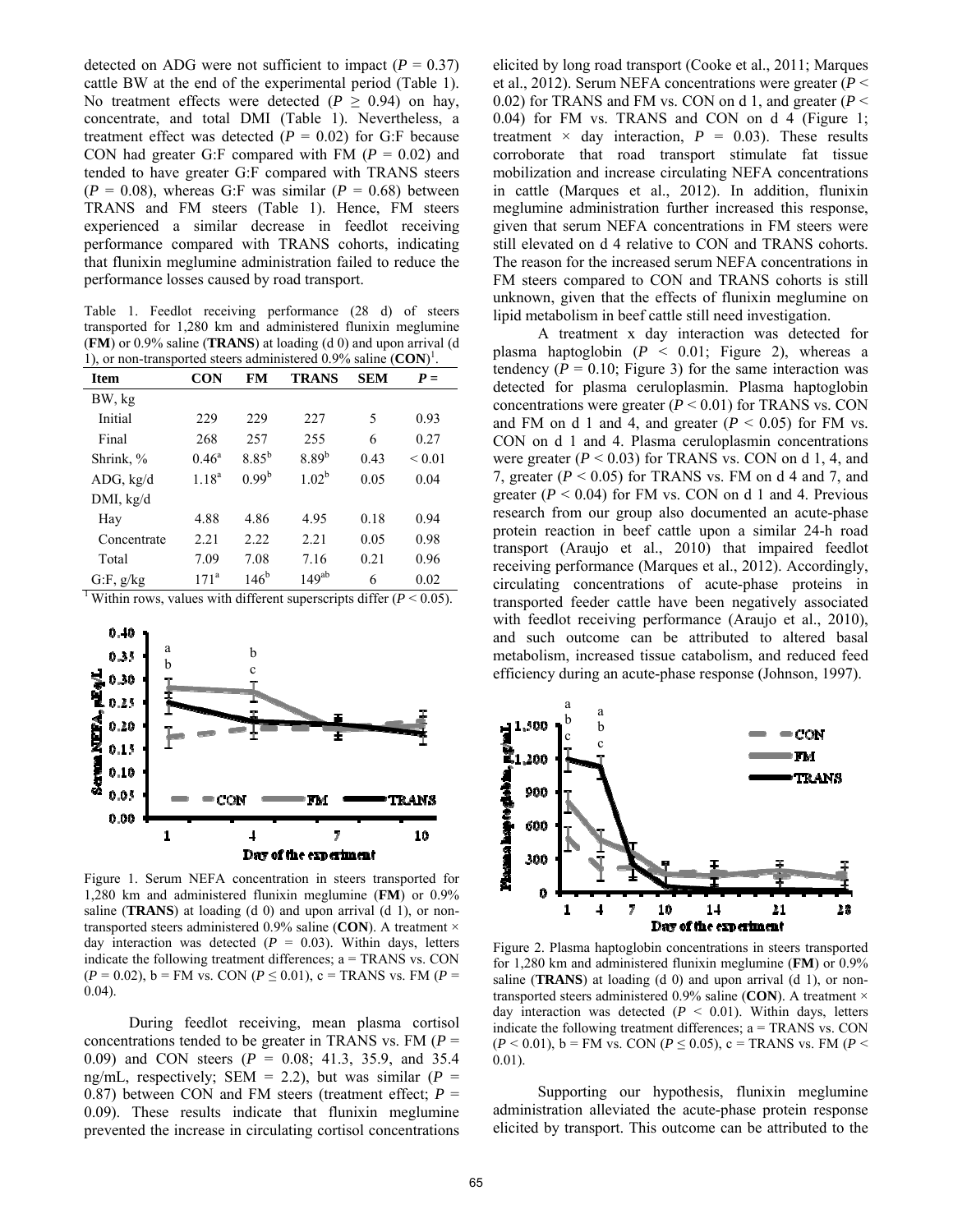detected on ADG were not sufficient to impact ($P = 0.37$) cattle BW at the end of the experimental period (Table 1). No treatment effects were detected ($P \geq 0.94$) on hay, concentrate, and total DMI (Table 1). Nevertheless, a treatment effect was detected ($P = 0.02$) for G:F because CON had greater G:F compared with FM ($P = 0.02$) and tended to have greater G:F compared with TRANS steers ($P = 0.08$), whereas G:F was similar ($P = 0.68$) between TRANS and FM steers (Table 1). Hence, FM steers experienced a similar decrease in feedlot receiving performance compared with TRANS cohorts, indicating that flunixin meglumine administration failed to reduce the performance losses caused by road transport.

Table 1. Feedlot receiving performance (28 d) of steers transported for 1,280 km and administered flunixin meglumine (**FM**) or 0.9% saline (**TRANS**) at loading (d 0) and upon arrival (d 1), or non-transported steers administered 0.9% saline (**CON**)[1].

| Item | CON | FM | TRANS | SEM | $P =$ |
|---|---|---|---|---|---|
| BW, kg | | | | | |
| Initial | 229 | 229 | 227 | 5 | 0.93 |
| Final | 268 | 257 | 255 | 6 | 0.27 |
| Shrink, % | $0.46^{a}$ | $8.85^{b}$ | $8.89^{b}$ | 0.43 | < 0.01 |
| ADG, kg/d | $1.18^{a}$ | $0.99^{b}$ | $1.02^{b}$ | 0.05 | 0.04 |
| DMI, kg/d | | | | | |
| Hay | 4.88 | 4.86 | 4.95 | 0.18 | 0.94 |
| Concentrate | 2.21 | 2.22 | 2.21 | 0.05 | 0.98 |
| Total | 7.09 | 7.08 | 7.16 | 0.21 | 0.96 |
| G:F, g/kg | $171^{a}$ | $146^{b}$ | $149^{ab}$ | 6 | 0.02 |

[1] Within rows, values with different superscripts differ ($P < 0.05$).

Figure 1. Serum NEFA concentration in steers transported for 1,280 km and administered flunixin meglumine (**FM**) or 0.9% saline (**TRANS**) at loading (d 0) and upon arrival (d 1), or non-transported steers administered 0.9% saline (**CON**). A treatment × day interaction was detected ($P = 0.03$). Within days, letters indicate the following treatment differences; a = TRANS vs. CON ($P = 0.02$), b = FM vs. CON ($P \leq 0.01$), c = TRANS vs. FM ($P = 0.04$).

During feedlot receiving, mean plasma cortisol concentrations tended to be greater in TRANS vs. FM ($P = 0.09$) and CON steers ($P = 0.08$; 41.3, 35.9, and 35.4 ng/mL, respectively; SEM = 2.2), but was similar ($P = 0.87$) between CON and FM steers (treatment effect; $P = 0.09$). These results indicate that flunixin meglumine prevented the increase in circulating cortisol concentrations elicited by long road transport (Cooke et al., 2011; Marques et al., 2012). Serum NEFA concentrations were greater ($P < 0.02$) for TRANS and FM vs. CON on d 1, and greater ($P < 0.04$) for FM vs. TRANS and CON on d 4 (Figure 1; treatment × day interaction, $P = 0.03$). These results corroborate that road transport stimulate fat tissue mobilization and increase circulating NEFA concentrations in cattle (Marques et al., 2012). In addition, flunixin meglumine administration further increased this response, given that serum NEFA concentrations in FM steers were still elevated on d 4 relative to CON and TRANS cohorts. The reason for the increased serum NEFA concentrations in FM steers compared to CON and TRANS cohorts is still unknown, given that the effects of flunixin meglumine on lipid metabolism in beef cattle still need investigation.

A treatment x day interaction was detected for plasma haptoglobin ($P < 0.01$; Figure 2), whereas a tendency ($P = 0.10$; Figure 3) for the same interaction was detected for plasma ceruloplasmin. Plasma haptoglobin concentrations were greater ($P < 0.01$) for TRANS vs. CON and FM on d 1 and 4, and greater ($P < 0.05$) for FM vs. CON on d 1 and 4. Plasma ceruloplasmin concentrations were greater ($P < 0.03$) for TRANS vs. CON on d 1, 4, and 7, greater ($P < 0.05$) for TRANS vs. FM on d 4 and 7, and greater ($P < 0.04$) for FM vs. CON on d 1 and 4. Previous research from our group also documented an acute-phase protein reaction in beef cattle upon a similar 24-h road transport (Araujo et al., 2010) that impaired feedlot receiving performance (Marques et al., 2012). Accordingly, circulating concentrations of acute-phase proteins in transported feeder cattle have been negatively associated with feedlot receiving performance (Araujo et al., 2010), and such outcome can be attributed to altered basal metabolism, increased tissue catabolism, and reduced feed efficiency during an acute-phase response (Johnson, 1997).

Figure 2. Plasma haptoglobin concentrations in steers transported for 1,280 km and administered flunixin meglumine (**FM**) or 0.9% saline (**TRANS**) at loading (d 0) and upon arrival (d 1), or non-transported steers administered 0.9% saline (**CON**). A treatment × day interaction was detected ($P < 0.01$). Within days, letters indicate the following treatment differences; a = TRANS vs. CON ($P < 0.01$), b = FM vs. CON ($P \leq 0.05$), c = TRANS vs. FM ($P < 0.01$).

Supporting our hypothesis, flunixin meglumine administration alleviated the acute-phase protein response elicited by transport. This outcome can be attributed to the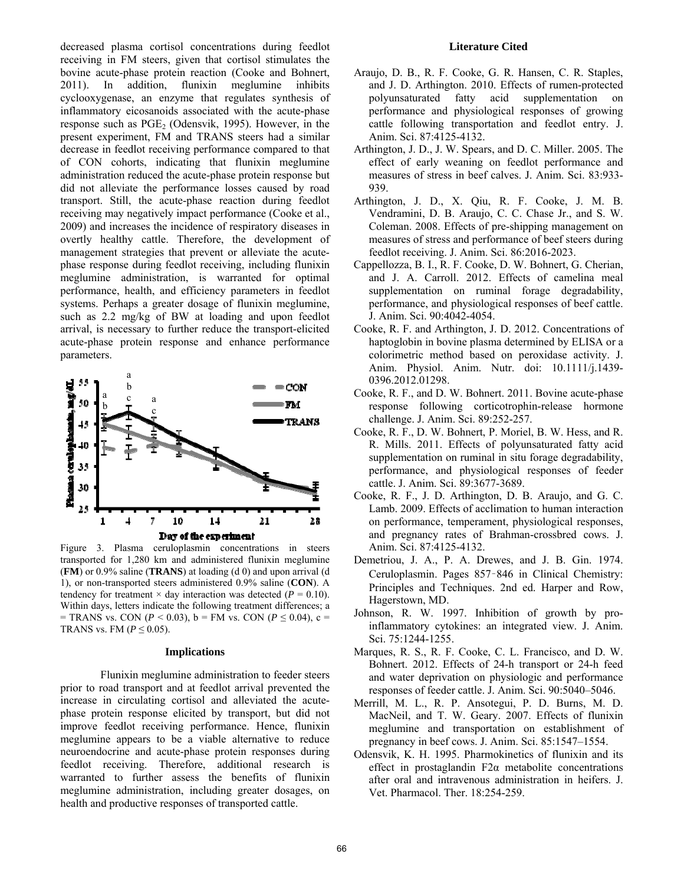decreased plasma cortisol concentrations during feedlot receiving in FM steers, given that cortisol stimulates the bovine acute-phase protein reaction (Cooke and Bohnert, 2011). In addition, flunixin meglumine inhibits cyclooxygenase, an enzyme that regulates synthesis of inflammatory eicosanoids associated with the acute-phase response such as $PGE_2$ (Odensvik, 1995). However, in the present experiment, FM and TRANS steers had a similar decrease in feedlot receiving performance compared to that of CON cohorts, indicating that flunixin meglumine administration reduced the acute-phase protein response but did not alleviate the performance losses caused by road transport. Still, the acute-phase reaction during feedlot receiving may negatively impact performance (Cooke et al., 2009) and increases the incidence of respiratory diseases in overtly healthy cattle. Therefore, the development of management strategies that prevent or alleviate the acute-phase response during feedlot receiving, including flunixin meglumine administration, is warranted for optimal performance, health, and efficiency parameters in feedlot systems. Perhaps a greater dosage of flunixin meglumine, such as 2.2 mg/kg of BW at loading and upon feedlot arrival, is necessary to further reduce the transport-elicited acute-phase protein response and enhance performance parameters.

Plasma ceruloplasmin, mg/dL

55
50
45
40
35
30
25

1 4 7 10 14 21 28

Day of the experiment

CON
FM
TRANS

a b
a b c
a c

Figure 3. Plasma ceruloplasmin concentrations in steers transported for 1,280 km and administered flunixin meglumine (**FM**) or 0.9% saline (**TRANS**) at loading (d 0) and upon arrival (d 1), or non-transported steers administered 0.9% saline (**CON**). A tendency for treatment × day interaction was detected ($P = 0.10$). Within days, letters indicate the following treatment differences; a = TRANS vs. CON ($P < 0.03$), b = FM vs. CON ($P \leq 0.04$), c = TRANS vs. FM ($P \leq 0.05$).

## Implications

Flunixin meglumine administration to feeder steers prior to road transport and at feedlot arrival prevented the increase in circulating cortisol and alleviated the acute-phase protein response elicited by transport, but did not improve feedlot receiving performance. Hence, flunixin meglumine appears to be a viable alternative to reduce neuroendocrine and acute-phase protein responses during feedlot receiving. Therefore, additional research is warranted to further assess the benefits of flunixin meglumine administration, including greater dosages, on health and productive responses of transported cattle.

## Literature Cited

Araujo, D. B., R. F. Cooke, G. R. Hansen, C. R. Staples, and J. D. Arthington. 2010. Effects of rumen-protected polyunsaturated fatty acid supplementation on performance and physiological responses of growing cattle following transportation and feedlot entry. J. Anim. Sci. 87:4125-4132.

Arthington, J. D., J. W. Spears, and D. C. Miller. 2005. The effect of early weaning on feedlot performance and measures of stress in beef calves. J. Anim. Sci. 83:933-939.

Arthington, J. D., X. Qiu, R. F. Cooke, J. M. B. Vendramini, D. B. Araujo, C. C. Chase Jr., and S. W. Coleman. 2008. Effects of pre-shipping management on measures of stress and performance of beef steers during feedlot receiving. J. Anim. Sci. 86:2016-2023.

Cappellozza, B. I., R. F. Cooke, D. W. Bohnert, G. Cherian, and J. A. Carroll. 2012. Effects of camelina meal supplementation on ruminal forage degradability, performance, and physiological responses of beef cattle. J. Anim. Sci. 90:4042-4054.

Cooke, R. F. and Arthington, J. D. 2012. Concentrations of haptoglobin in bovine plasma determined by ELISA or a colorimetric method based on peroxidase activity. J. Anim. Physiol. Anim. Nutr. doi: 10.1111/j.1439-0396.2012.01298.

Cooke, R. F., and D. W. Bohnert. 2011. Bovine acute-phase response following corticotrophin-release hormone challenge. J. Anim. Sci. 89:252-257.

Cooke, R. F., D. W. Bohnert, P. Moriel, B. W. Hess, and R. R. Mills. 2011. Effects of polyunsaturated fatty acid supplementation on ruminal in situ forage degradability, performance, and physiological responses of feeder cattle. J. Anim. Sci. 89:3677-3689.

Cooke, R. F., J. D. Arthington, D. B. Araujo, and G. C. Lamb. 2009. Effects of acclimation to human interaction on performance, temperament, physiological responses, and pregnancy rates of Brahman-crossbred cows. J. Anim. Sci. 87:4125-4132.

Demetriou, J. A., P. A. Drewes, and J. B. Gin. 1974. Ceruloplasmin. Pages 857–846 in Clinical Chemistry: Principles and Techniques. 2nd ed. Harper and Row, Hagerstown, MD.

Johnson, R. W. 1997. Inhibition of growth by pro-inflammatory cytokines: an integrated view. J. Anim. Sci. 75:1244-1255.

Marques, R. S., R. F. Cooke, C. L. Francisco, and D. W. Bohnert. 2012. Effects of 24-h transport or 24-h feed and water deprivation on physiologic and performance responses of feeder cattle. J. Anim. Sci. 90:5040–5046.

Merrill, M. L., R. P. Ansotegui, P. D. Burns, M. D. MacNeil, and T. W. Geary. 2007. Effects of flunixin meglumine and transportation on establishment of pregnancy in beef cows. J. Anim. Sci. 85:1547–1554.

Odensvik, K. H. 1995. Pharmokinetics of flunixin and its effect in prostaglandin F2α metabolite concentrations after oral and intravenous administration in heifers. J. Vet. Pharmacol. Ther. 18:254-259.